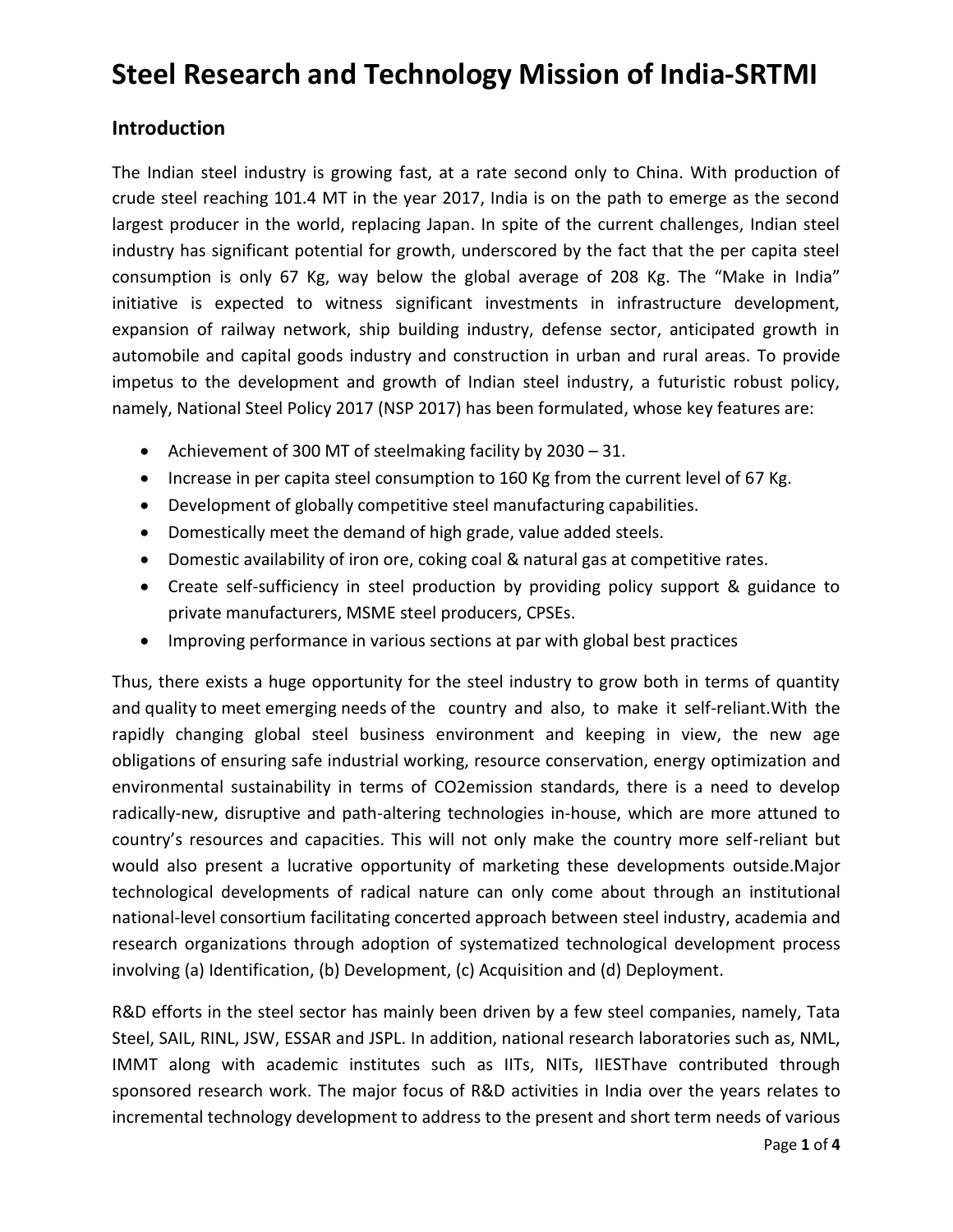# Steel Research and Technology Mission of India-SRTMI

## Introduction

The Indian steel industry is growing fast, at a rate second only to China. With production of crude steel reaching 101.4 MT in the year 2017, India is on the path to emerge as the second largest producer in the world, replacing Japan. In spite of the current challenges, Indian steel industry has significant potential for growth, underscored by the fact that the per capita steel consumption is only 67 Kg, way below the global average of 208 Kg. The "Make in India" initiative is expected to witness significant investments in infrastructure development, expansion of railway network, ship building industry, defense sector, anticipated growth in automobile and capital goods industry and construction in urban and rural areas. To provide impetus to the development and growth of Indian steel industry, a futuristic robust policy, namely, National Steel Policy 2017 (NSP 2017) has been formulated, whose key features are:

- Achievement of 300 MT of steelmaking facility by 2030 – 31.
- Increase in per capita steel consumption to 160 Kg from the current level of 67 Kg.
- Development of globally competitive steel manufacturing capabilities.
- Domestically meet the demand of high grade, value added steels.
- Domestic availability of iron ore, coking coal & natural gas at competitive rates.
- Create self-sufficiency in steel production by providing policy support & guidance to private manufacturers, MSME steel producers, CPSEs.
- Improving performance in various sections at par with global best practices

Thus, there exists a huge opportunity for the steel industry to grow both in terms of quantity and quality to meet emerging needs of the country and also, to make it self-reliant.With the rapidly changing global steel business environment and keeping in view, the new age obligations of ensuring safe industrial working, resource conservation, energy optimization and environmental sustainability in terms of $CO_2$emission standards, there is a need to develop radically-new, disruptive and path-altering technologies in-house, which are more attuned to country's resources and capacities. This will not only make the country more self-reliant but would also present a lucrative opportunity of marketing these developments outside.Major technological developments of radical nature can only come about through an institutional national-level consortium facilitating concerted approach between steel industry, academia and research organizations through adoption of systematized technological development process involving (a) Identification, (b) Development, (c) Acquisition and (d) Deployment.

R&D efforts in the steel sector has mainly been driven by a few steel companies, namely, Tata Steel, SAIL, RINL, JSW, ESSAR and JSPL. In addition, national research laboratories such as, NML, IMMT along with academic institutes such as IITs, NITs, IIESThave contributed through sponsored research work. The major focus of R&D activities in India over the years relates to incremental technology development to address to the present and short term needs of various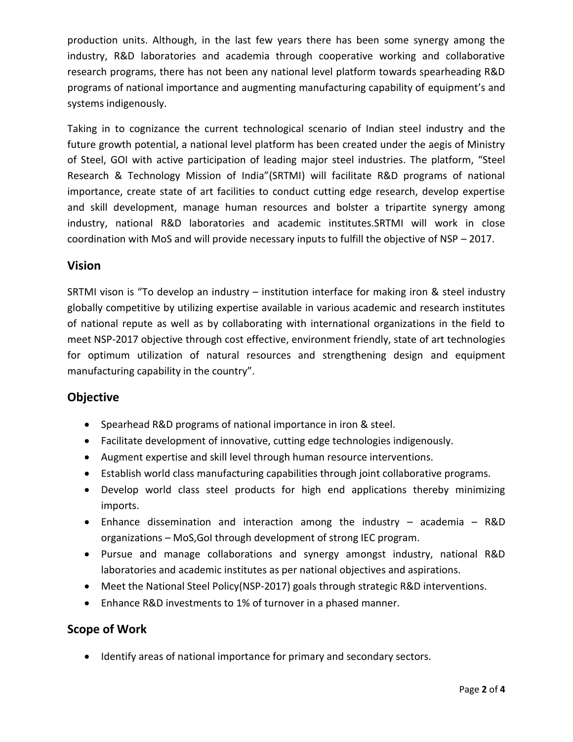production units. Although, in the last few years there has been some synergy among the industry, R&D laboratories and academia through cooperative working and collaborative research programs, there has not been any national level platform towards spearheading R&D programs of national importance and augmenting manufacturing capability of equipment's and systems indigenously.

Taking in to cognizance the current technological scenario of Indian steel industry and the future growth potential, a national level platform has been created under the aegis of Ministry of Steel, GOI with active participation of leading major steel industries. The platform, "Steel Research & Technology Mission of India"(SRTMI) will facilitate R&D programs of national importance, create state of art facilities to conduct cutting edge research, develop expertise and skill development, manage human resources and bolster a tripartite synergy among industry, national R&D laboratories and academic institutes.SRTMI will work in close coordination with MoS and will provide necessary inputs to fulfill the objective of NSP – 2017.

## Vision

SRTMI vison is "To develop an industry – institution interface for making iron & steel industry globally competitive by utilizing expertise available in various academic and research institutes of national repute as well as by collaborating with international organizations in the field to meet NSP-2017 objective through cost effective, environment friendly, state of art technologies for optimum utilization of natural resources and strengthening design and equipment manufacturing capability in the country".

## Objective

- Spearhead R&D programs of national importance in iron & steel.
- Facilitate development of innovative, cutting edge technologies indigenously.
- Augment expertise and skill level through human resource interventions.
- Establish world class manufacturing capabilities through joint collaborative programs.
- Develop world class steel products for high end applications thereby minimizing imports.
- Enhance dissemination and interaction among the industry – academia – R&D organizations – MoS,GoI through development of strong IEC program.
- Pursue and manage collaborations and synergy amongst industry, national R&D laboratories and academic institutes as per national objectives and aspirations.
- Meet the National Steel Policy(NSP-2017) goals through strategic R&D interventions.
- Enhance R&D investments to 1% of turnover in a phased manner.

## Scope of Work

- Identify areas of national importance for primary and secondary sectors.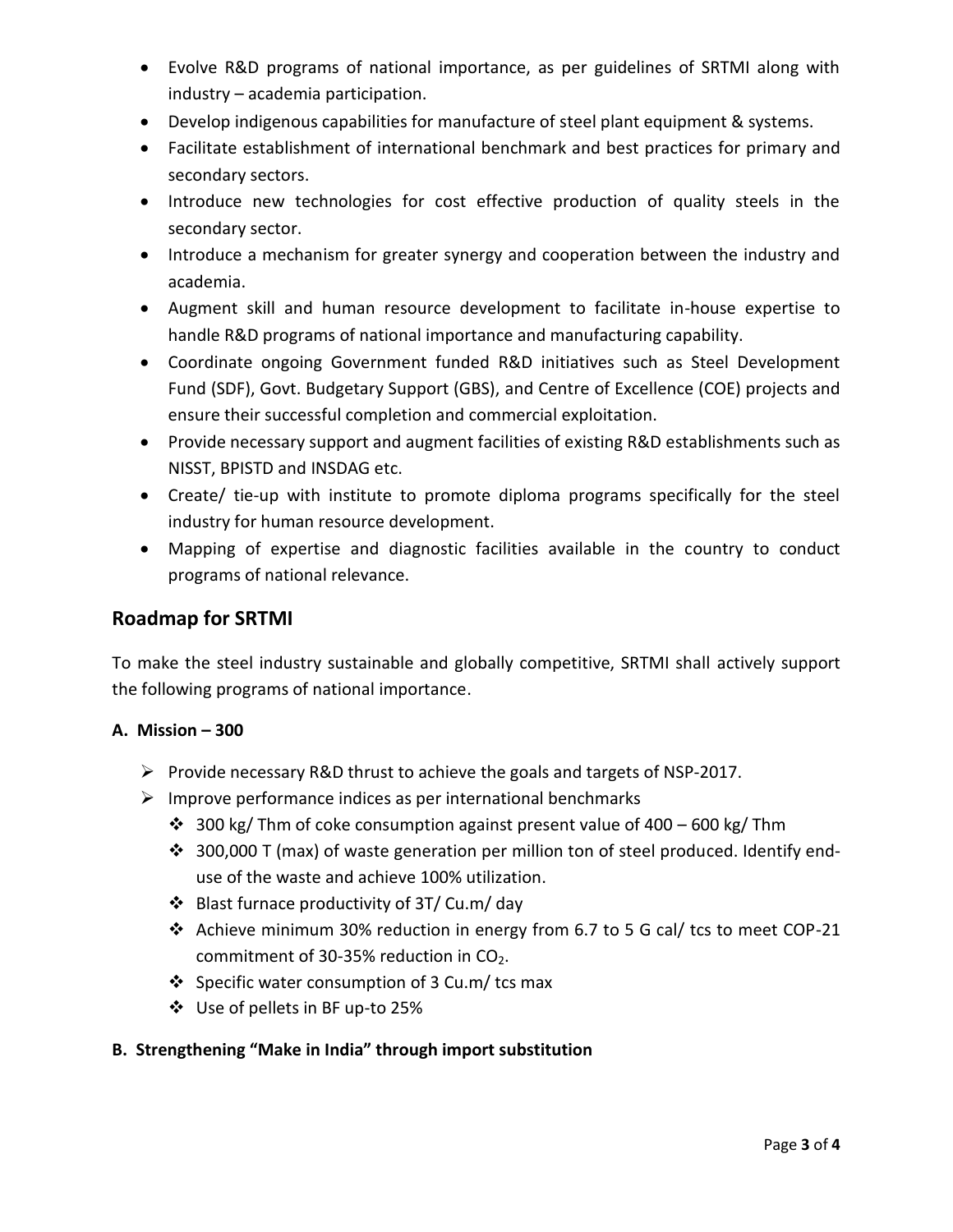- Evolve R&D programs of national importance, as per guidelines of SRTMI along with industry – academia participation.
- Develop indigenous capabilities for manufacture of steel plant equipment & systems.
- Facilitate establishment of international benchmark and best practices for primary and secondary sectors.
- Introduce new technologies for cost effective production of quality steels in the secondary sector.
- Introduce a mechanism for greater synergy and cooperation between the industry and academia.
- Augment skill and human resource development to facilitate in-house expertise to handle R&D programs of national importance and manufacturing capability.
- Coordinate ongoing Government funded R&D initiatives such as Steel Development Fund (SDF), Govt. Budgetary Support (GBS), and Centre of Excellence (COE) projects and ensure their successful completion and commercial exploitation.
- Provide necessary support and augment facilities of existing R&D establishments such as NISST, BPISTD and INSDAG etc.
- Create/ tie-up with institute to promote diploma programs specifically for the steel industry for human resource development.
- Mapping of expertise and diagnostic facilities available in the country to conduct programs of national relevance.

## Roadmap for SRTMI

To make the steel industry sustainable and globally competitive, SRTMI shall actively support the following programs of national importance.

**A. Mission – 300**

- Provide necessary R&D thrust to achieve the goals and targets of NSP-2017.
- Improve performance indices as per international benchmarks
  - 300 kg/ Thm of coke consumption against present value of 400 – 600 kg/ Thm
  - 300,000 T (max) of waste generation per million ton of steel produced. Identify end-use of the waste and achieve 100% utilization.
  - Blast furnace productivity of 3T/ Cu.m/ day
  - Achieve minimum 30% reduction in energy from 6.7 to 5 G cal/ tcs to meet COP-21 commitment of 30-35% reduction in $CO_2$.
  - Specific water consumption of 3 Cu.m/ tcs max
  - Use of pellets in BF up-to 25%

**B. Strengthening "Make in India" through import substitution**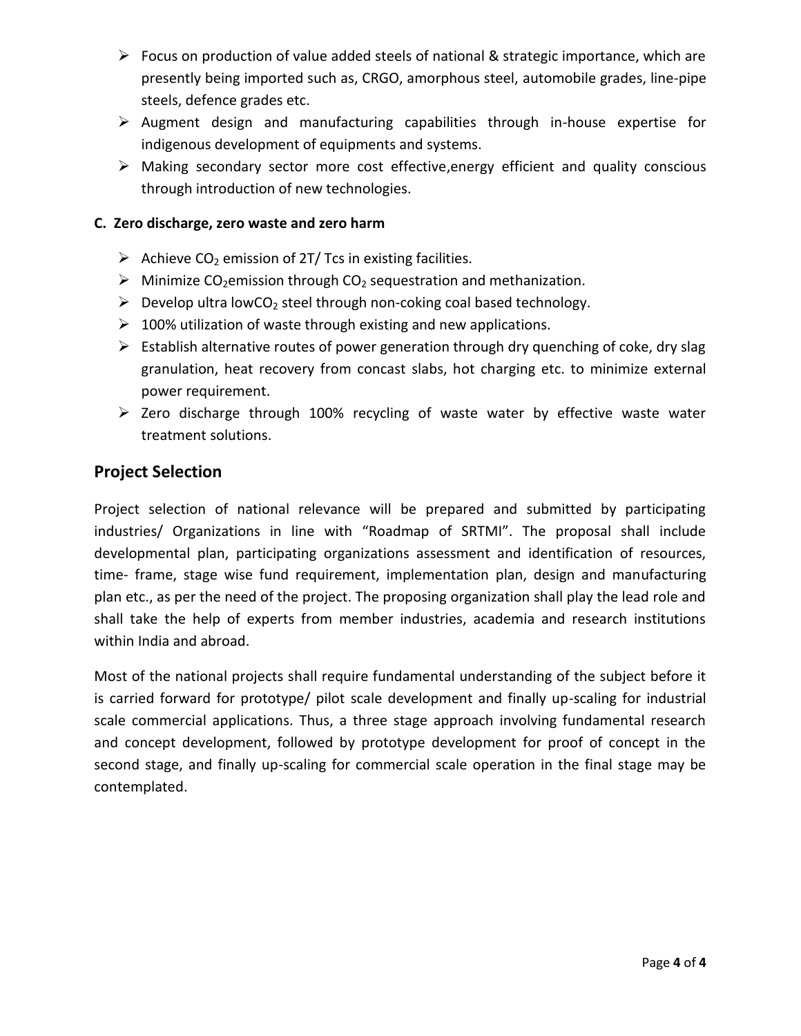- Focus on production of value added steels of national & strategic importance, which are presently being imported such as, CRGO, amorphous steel, automobile grades, line-pipe steels, defence grades etc.
- Augment design and manufacturing capabilities through in-house expertise for indigenous development of equipments and systems.
- Making secondary sector more cost effective,energy efficient and quality conscious through introduction of new technologies.

**C. Zero discharge, zero waste and zero harm**

- Achieve $CO_2$ emission of 2T/ Tcs in existing facilities.
- Minimize $CO_2$emission through $CO_2$ sequestration and methanization.
- Develop ultra low$CO_2$ steel through non-coking coal based technology.
- 100% utilization of waste through existing and new applications.
- Establish alternative routes of power generation through dry quenching of coke, dry slag granulation, heat recovery from concast slabs, hot charging etc. to minimize external power requirement.
- Zero discharge through 100% recycling of waste water by effective waste water treatment solutions.

## Project Selection

Project selection of national relevance will be prepared and submitted by participating industries/ Organizations in line with "Roadmap of SRTMI". The proposal shall include developmental plan, participating organizations assessment and identification of resources, time- frame, stage wise fund requirement, implementation plan, design and manufacturing plan etc., as per the need of the project. The proposing organization shall play the lead role and shall take the help of experts from member industries, academia and research institutions within India and abroad.

Most of the national projects shall require fundamental understanding of the subject before it is carried forward for prototype/ pilot scale development and finally up-scaling for industrial scale commercial applications. Thus, a three stage approach involving fundamental research and concept development, followed by prototype development for proof of concept in the second stage, and finally up-scaling for commercial scale operation in the final stage may be contemplated.